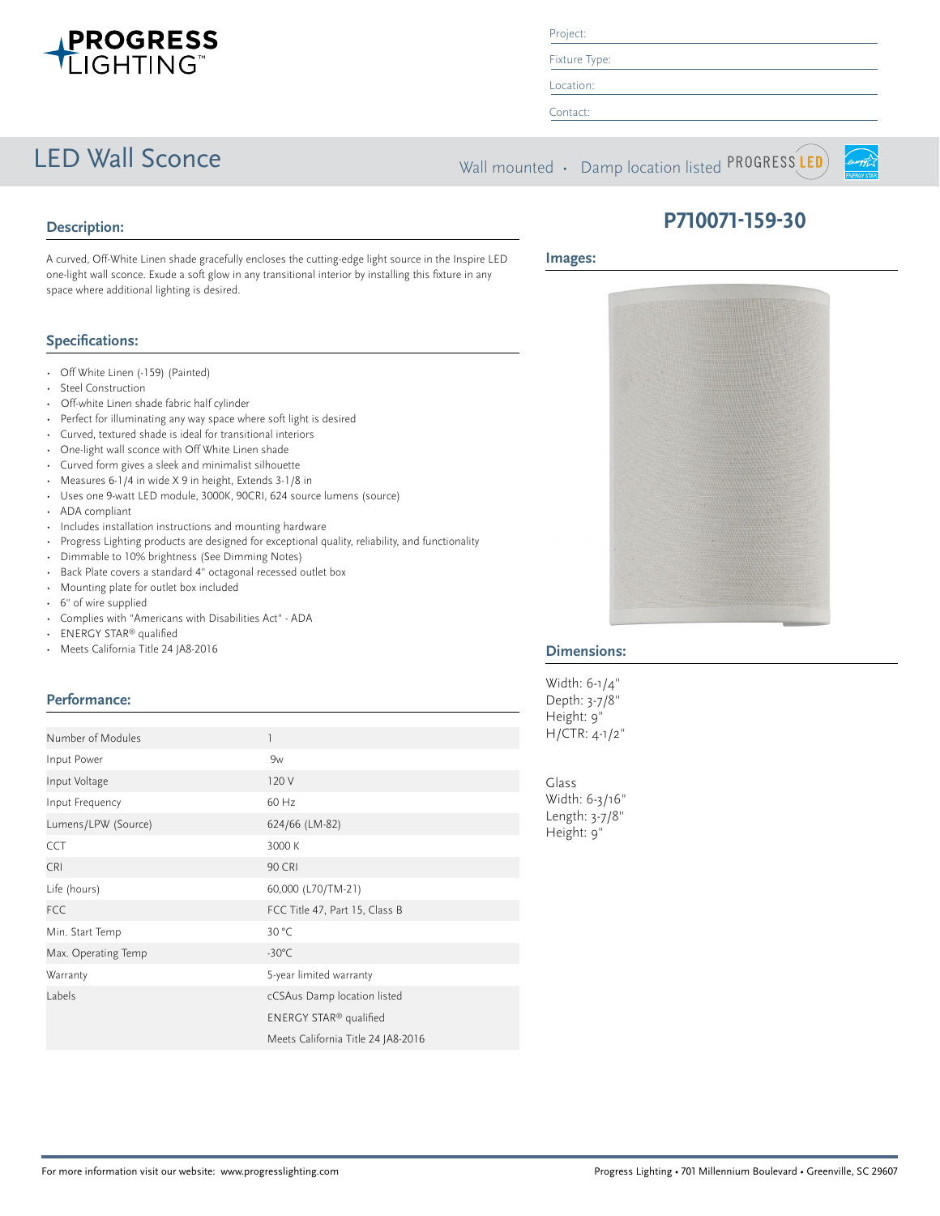Project:

Fixture Type:

Location:

Contact:

# LED Wall Sconce

Wall mounted • Damp location listed

## P710071-159-30

## Description:

A curved, Off-White Linen shade gracefully encloses the cutting-edge light source in the Inspire LED one-light wall sconce. Exude a soft glow in any transitional interior by installing this fixture in any space where additional lighting is desired.

## Specifications:

- Off White Linen (-159) (Painted)
- Steel Construction
- Off-white Linen shade fabric half cylinder
- Perfect for illuminating any way space where soft light is desired
- Curved, textured shade is ideal for transitional interiors
- One-light wall sconce with Off White Linen shade
- Curved form gives a sleek and minimalist silhouette
- Measures 6-1/4 in wide X 9 in height, Extends 3-1/8 in
- Uses one 9-watt LED module, 3000K, 90CRI, 624 source lumens (source)
- ADA compliant
- Includes installation instructions and mounting hardware
- Progress Lighting products are designed for exceptional quality, reliability, and functionality
- Dimmable to 10% brightness (See Dimming Notes)
- Back Plate covers a standard 4" octagonal recessed outlet box
- Mounting plate for outlet box included
- 6" of wire supplied
- Complies with "Americans with Disabilities Act" - ADA
- ENERGY STAR® qualified
- Meets California Title 24 JA8-2016

## Performance:

| | |
|---|---|
| Number of Modules | 1 |
| Input Power | 9w |
| Input Voltage | 120 V |
| Input Frequency | 60 Hz |
| Lumens/LPW (Source) | 624/66 (LM-82) |
| CCT | 3000 K |
| CRI | 90 CRI |
| Life (hours) | 60,000 (L70/TM-21) |
| FCC | FCC Title 47, Part 15, Class B |
| Min. Start Temp | 30 °C |
| Max. Operating Temp | -30°C |
| Warranty | 5-year limited warranty |
| Labels | cCSAus Damp location listed |
| | ENERGY STAR® qualified |
| | Meets California Title 24 JA8-2016 |

## Images:

## Dimensions:

Width: 6-1/4"
Depth: 3-7/8"
Height: 9"
H/CTR: 4-1/2"

Glass
Width: 6-3/16"
Length: 3-7/8"
Height: 9"

For more information visit our website: www.progresslighting.com

Progress Lighting • 701 Millennium Boulevard • Greenville, SC 29607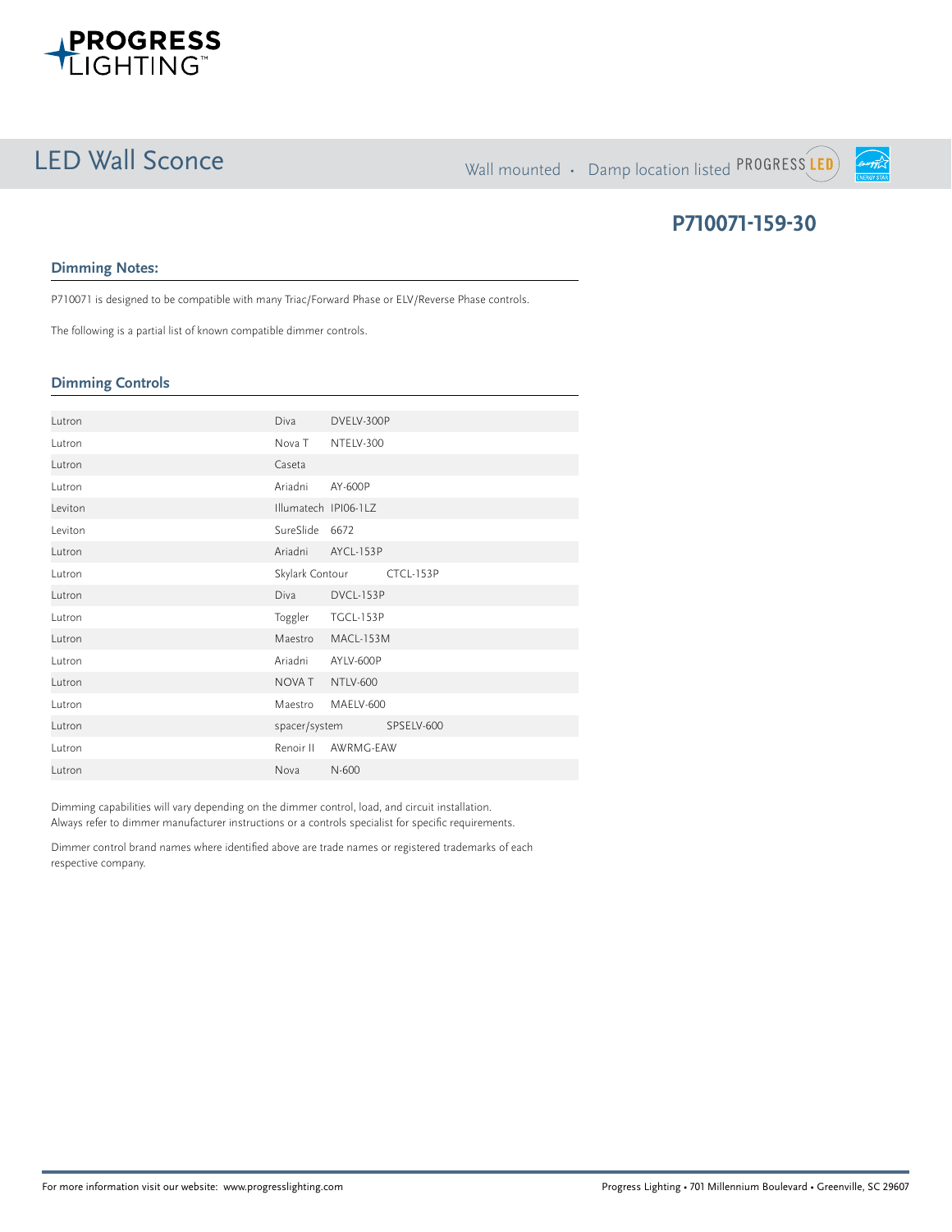# LED Wall Sconce

Wall mounted • Damp location listed

## P710071-159-30

### Dimming Notes:

P710071 is designed to be compatible with many Triac/Forward Phase or ELV/Reverse Phase controls.

The following is a partial list of known compatible dimmer controls.

### Dimming Controls

| | | |
|---|---|---|
| Lutron | Diva | DVELV-300P |
| Lutron | Nova T | NTELV-300 |
| Lutron | Caseta | |
| Lutron | Ariadni | AY-600P |
| Leviton | Illumatech | IPI06-1LZ |
| Leviton | SureSlide | 6672 |
| Lutron | Ariadni | AYCL-153P |
| Lutron | Skylark Contour | CTCL-153P |
| Lutron | Diva | DVCL-153P |
| Lutron | Toggler | TGCL-153P |
| Lutron | Maestro | MACL-153M |
| Lutron | Ariadni | AYLV-600P |
| Lutron | NOVA T | NTLV-600 |
| Lutron | Maestro | MAELV-600 |
| Lutron | spacer/system | SPSELV-600 |
| Lutron | Renoir II | AWRMG-EAW |
| Lutron | Nova | N-600 |

Dimming capabilities will vary depending on the dimmer control, load, and circuit installation. Always refer to dimmer manufacturer instructions or a controls specialist for specific requirements.

Dimmer control brand names where identified above are trade names or registered trademarks of each respective company.